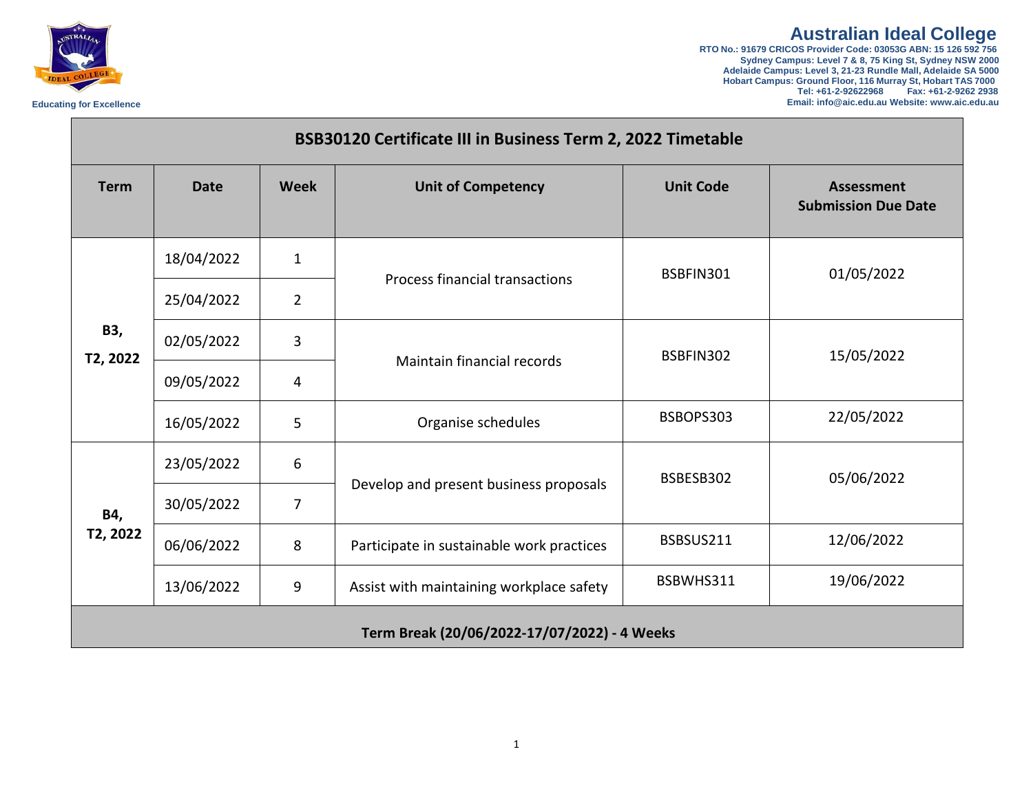**Australian Ideal College**

RTO No.: 91679 CRICOS Provider Code: 03053G ABN: 15 126 592 756
Sydney Campus: Level 7 & 8, 75 King St, Sydney NSW 2000
Adelaide Campus: Level 3, 21-23 Rundle Mall, Adelaide SA 5000
Hobart Campus: Ground Floor, 116 Murray St, Hobart TAS 7000
Tel: +61-2-92622968 Fax: +61-2-9262 2938
Email: info@aic.edu.au Website: www.aic.edu.au

Educating for Excellence

## BSB30120 Certificate III in Business Term 2, 2022 Timetable

| Term | Date | Week | Unit of Competency | Unit Code | Assessment Submission Due Date |
|---|---|---|---|---|---|
| **B3, T2, 2022** | 18/04/2022 | 1 | Process financial transactions | BSBFIN301 | 01/05/2022 |
| | 25/04/2022 | 2 | | | |
| | 02/05/2022 | 3 | Maintain financial records | BSBFIN302 | 15/05/2022 |
| | 09/05/2022 | 4 | | | |
| | 16/05/2022 | 5 | Organise schedules | BSBOPS303 | 22/05/2022 |
| **B4, T2, 2022** | 23/05/2022 | 6 | Develop and present business proposals | BSBESB302 | 05/06/2022 |
| | 30/05/2022 | 7 | | | |
| | 06/06/2022 | 8 | Participate in sustainable work practices | BSBSUS211 | 12/06/2022 |
| | 13/06/2022 | 9 | Assist with maintaining workplace safety | BSBWHS311 | 19/06/2022 |
| **Term Break (20/06/2022-17/07/2022) - 4 Weeks** | | | | | |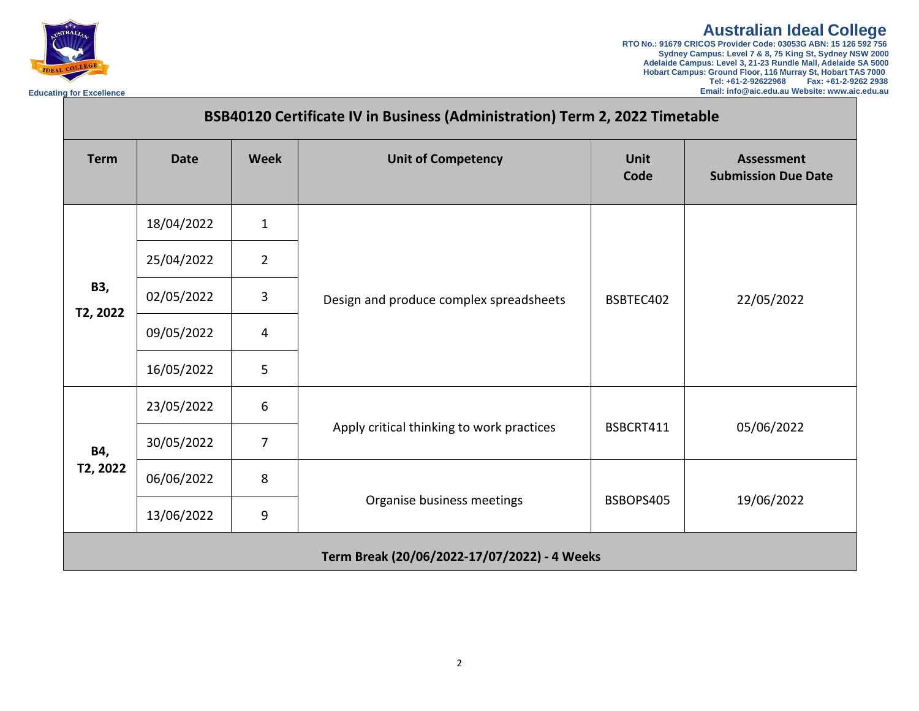Australian Ideal College

RTO No.: 91679 CRICOS Provider Code: 03053G ABN: 15 126 592 756
Sydney Campus: Level 7 & 8, 75 King St, Sydney NSW 2000
Adelaide Campus: Level 3, 21-23 Rundle Mall, Adelaide SA 5000
Hobart Campus: Ground Floor, 116 Murray St, Hobart TAS 7000
Tel: +61-2-92622968 Fax: +61-2-9262 2938
Email: info@aic.edu.au Website: www.aic.edu.au

Educating for Excellence

## BSB40120 Certificate IV in Business (Administration) Term 2, 2022 Timetable

| Term | Date | Week | Unit of Competency | Unit Code | Assessment Submission Due Date |
|---|---|---|---|---|---|
| B3, T2, 2022 | 18/04/2022 | 1 | Design and produce complex spreadsheets | BSBTEC402 | 22/05/2022 |
| | 25/04/2022 | 2 | | | |
| | 02/05/2022 | 3 | | | |
| | 09/05/2022 | 4 | | | |
| | 16/05/2022 | 5 | | | |
| B4, T2, 2022 | 23/05/2022 | 6 | Apply critical thinking to work practices | BSBCRT411 | 05/06/2022 |
| | 30/05/2022 | 7 | | | |
| | 06/06/2022 | 8 | Organise business meetings | BSBOPS405 | 19/06/2022 |
| | 13/06/2022 | 9 | | | |
| **Term Break (20/06/2022-17/07/2022) - 4 Weeks** | | | | | |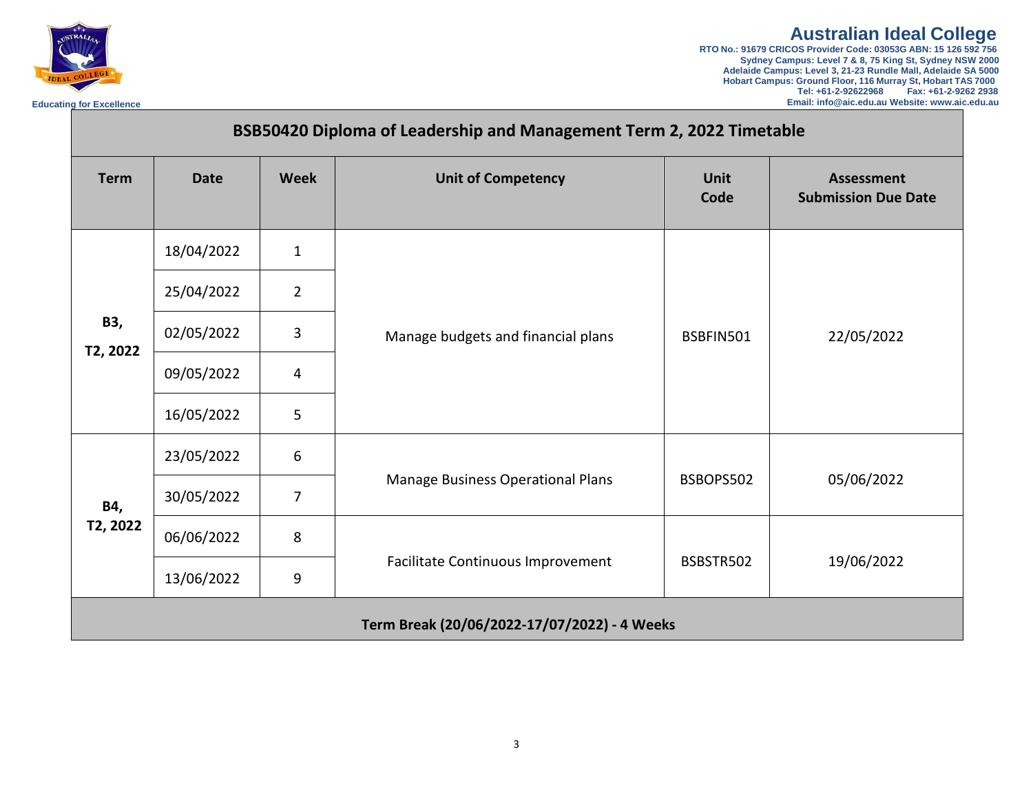Australian Ideal College
RTO No.: 91679 CRICOS Provider Code: 03053G ABN: 15 126 592 756
Sydney Campus: Level 7 & 8, 75 King St, Sydney NSW 2000
Adelaide Campus: Level 3, 21-23 Rundle Mall, Adelaide SA 5000
Hobart Campus: Ground Floor, 116 Murray St, Hobart TAS 7000
Tel: +61-2-92622968 Fax: +61-2-9262 2938
Email: info@aic.edu.au Website: www.aic.edu.au

Educating for Excellence

## BSB50420 Diploma of Leadership and Management Term 2, 2022 Timetable

| Term | Date | Week | Unit of Competency | Unit Code | Assessment Submission Due Date |
|---|---|---|---|---|---|
| **B3, T2, 2022** | 18/04/2022 | 1 | Manage budgets and financial plans | BSBFIN501 | 22/05/2022 |
| | 25/04/2022 | 2 | | | |
| | 02/05/2022 | 3 | | | |
| | 09/05/2022 | 4 | | | |
| | 16/05/2022 | 5 | | | |
| **B4, T2, 2022** | 23/05/2022 | 6 | Manage Business Operational Plans | BSBOPS502 | 05/06/2022 |
| | 30/05/2022 | 7 | | | |
| | 06/06/2022 | 8 | Facilitate Continuous Improvement | BSBSTR502 | 19/06/2022 |
| | 13/06/2022 | 9 | | | |
| **Term Break (20/06/2022-17/07/2022) - 4 Weeks** | | | | | |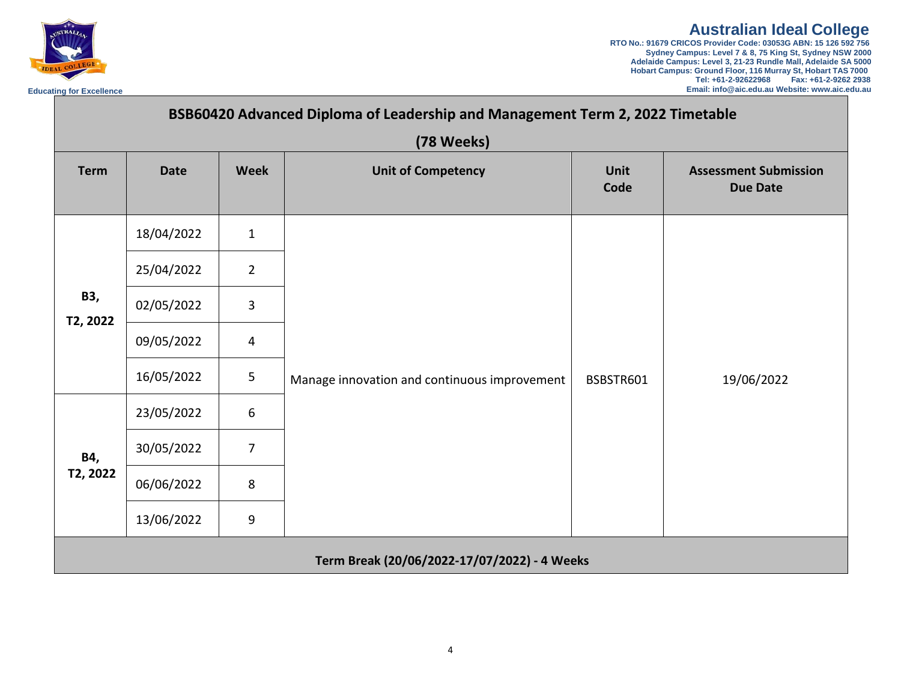# Australian Ideal College

**RTO No.: 91679 CRICOS Provider Code: 03053G ABN: 15 126 592 756**
**Sydney Campus: Level 7 & 8, 75 King St, Sydney NSW 2000**
**Adelaide Campus: Level 3, 21-23 Rundle Mall, Adelaide SA 5000**
**Hobart Campus: Ground Floor, 116 Murray St, Hobart TAS 7000**
**Tel: +61-2-92622968 Fax: +61-2-9262 2938**
**Email: info@aic.edu.au Website: www.aic.edu.au**

Educating for Excellence

## BSB60420 Advanced Diploma of Leadership and Management Term 2, 2022 Timetable

**(78 Weeks)**

| Term | Date | Week | Unit of Competency | Unit Code | Assessment Submission Due Date |
|---|---|---|---|---|---|
| B3, T2, 2022 | 18/04/2022 | 1 | Manage innovation and continuous improvement | BSBSTR601 | 19/06/2022 |
| | 25/04/2022 | 2 | | | |
| | 02/05/2022 | 3 | | | |
| | 09/05/2022 | 4 | | | |
| | 16/05/2022 | 5 | | | |
| B4, T2, 2022 | 23/05/2022 | 6 | | | |
| | 30/05/2022 | 7 | | | |
| | 06/06/2022 | 8 | | | |
| | 13/06/2022 | 9 | | | |
| **Term Break (20/06/2022-17/07/2022) - 4 Weeks** | | | | | |